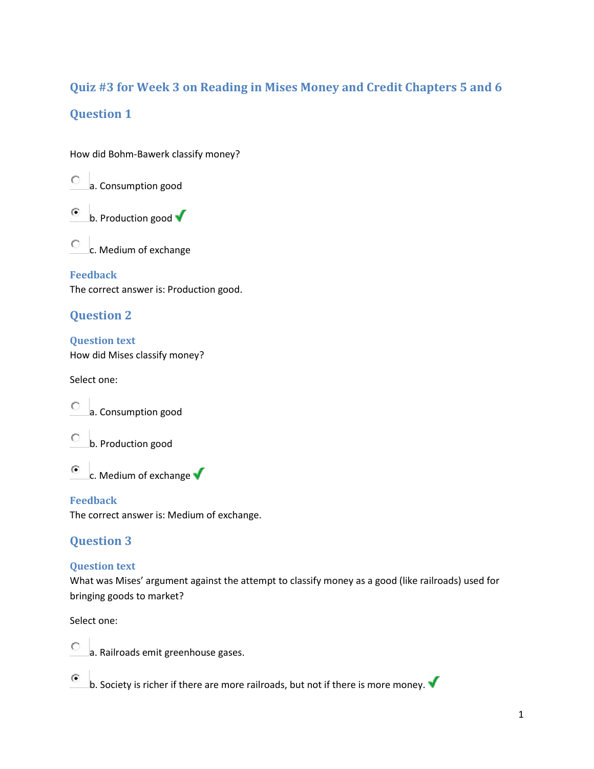## Quiz #3 for Week 3 on Reading in Mises Money and Credit Chapters 5 and 6

### Question 1

How did Bohm-Bawerk classify money?

- a. Consumption good
- b. Production good ✓
- c. Medium of exchange

**Feedback**
The correct answer is: Production good.

### Question 2

**Question text**
How did Mises classify money?

Select one:

- a. Consumption good
- b. Production good
- c. Medium of exchange ✓

**Feedback**
The correct answer is: Medium of exchange.

### Question 3

**Question text**
What was Mises' argument against the attempt to classify money as a good (like railroads) used for bringing goods to market?

Select one:

- a. Railroads emit greenhouse gases.
- b. Society is richer if there are more railroads, but not if there is more money. ✓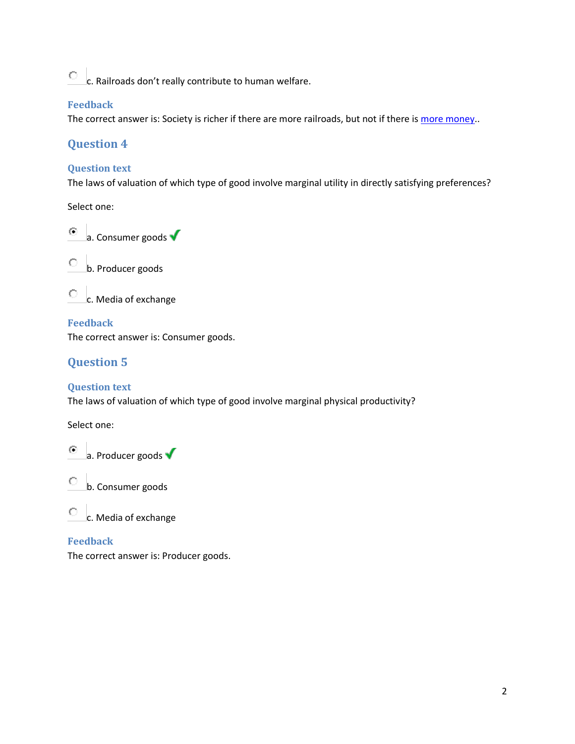c. Railroads don't really contribute to human welfare.

### Feedback

The correct answer is: Society is richer if there are more railroads, but not if there is [more money](more money)..

## Question 4

### Question text

The laws of valuation of which type of good involve marginal utility in directly satisfying preferences?

Select one:

a. Consumer goods ✔

b. Producer goods

c. Media of exchange

### Feedback

The correct answer is: Consumer goods.

## Question 5

### Question text

The laws of valuation of which type of good involve marginal physical productivity?

Select one:

a. Producer goods ✔

b. Consumer goods

c. Media of exchange

### Feedback

The correct answer is: Producer goods.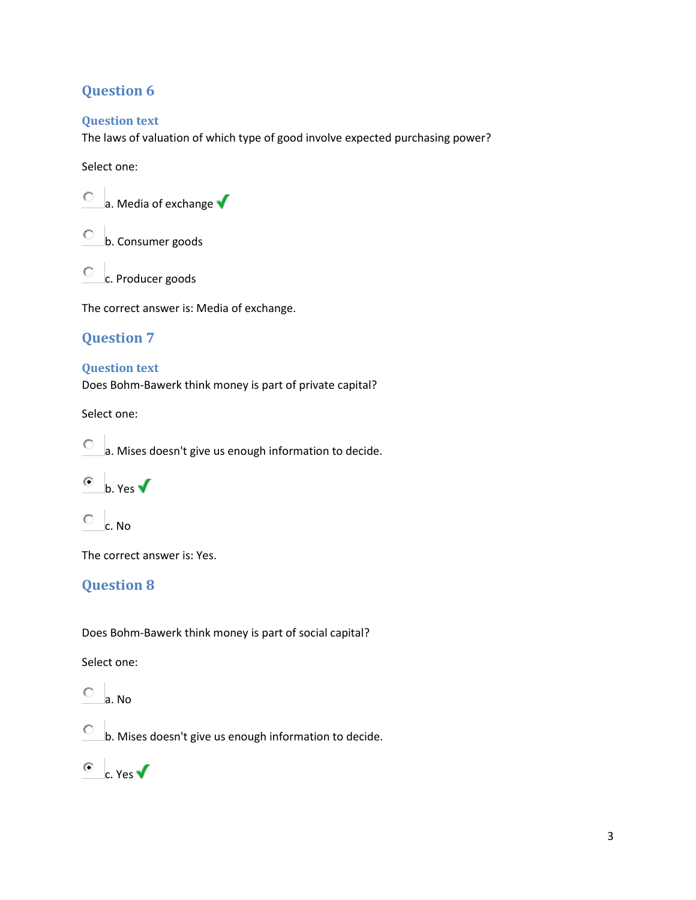## Question 6

### Question text

The laws of valuation of which type of good involve expected purchasing power?

Select one:

a. Media of exchange ✔

b. Consumer goods

c. Producer goods

The correct answer is: Media of exchange.

## Question 7

### Question text

Does Bohm-Bawerk think money is part of private capital?

Select one:

a. Mises doesn't give us enough information to decide.

b. Yes ✔

c. No

The correct answer is: Yes.

## Question 8

Does Bohm-Bawerk think money is part of social capital?

Select one:

a. No

b. Mises doesn't give us enough information to decide.

c. Yes ✔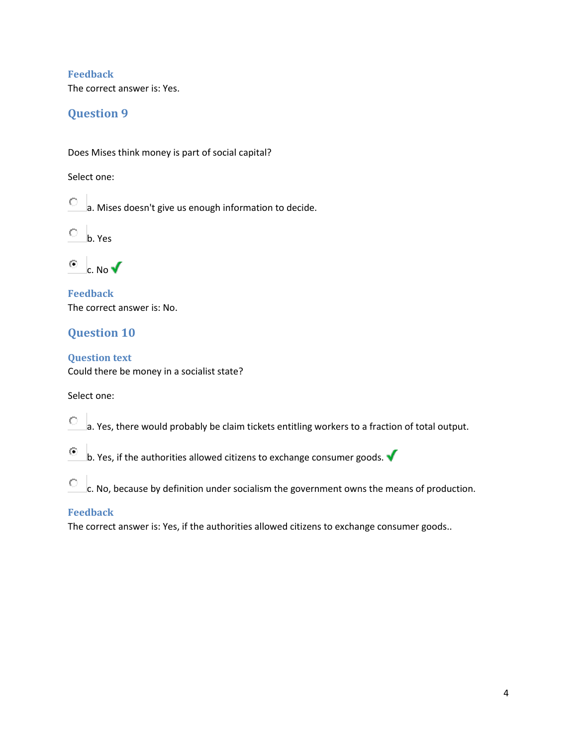**Feedback**

The correct answer is: Yes.

## Question 9

Does Mises think money is part of social capital?

Select one:

a. Mises doesn't give us enough information to decide.

b. Yes

c. No ✓

**Feedback**

The correct answer is: No.

## Question 10

**Question text**

Could there be money in a socialist state?

Select one:

a. Yes, there would probably be claim tickets entitling workers to a fraction of total output.

b. Yes, if the authorities allowed citizens to exchange consumer goods. ✓

c. No, because by definition under socialism the government owns the means of production.

**Feedback**

The correct answer is: Yes, if the authorities allowed citizens to exchange consumer goods..